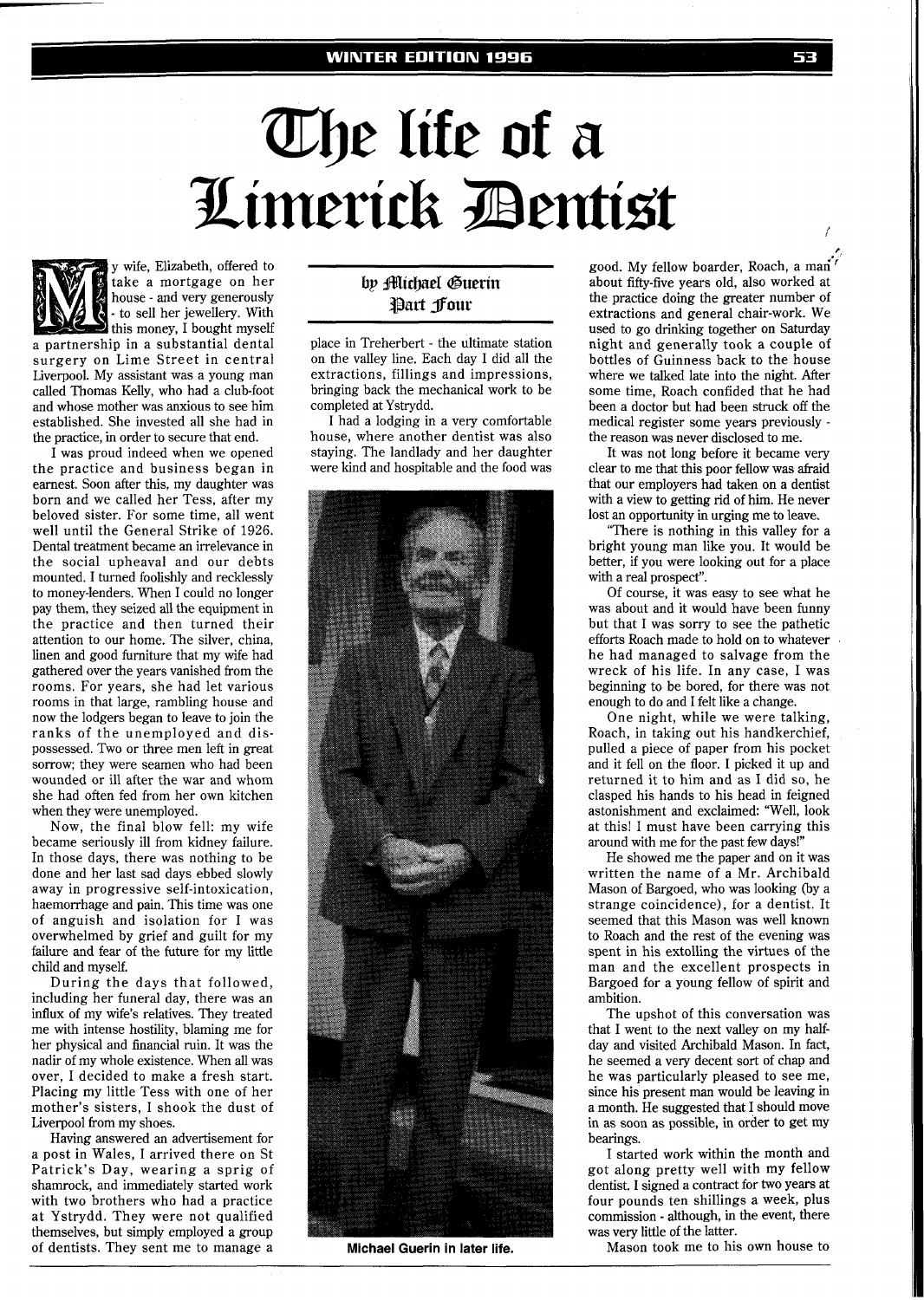# The life of a Limerick Dentist

**by Michael Guerin**
**Part Four**

My wife, Elizabeth, offered to take a mortgage on her house - and very generously - to sell her jewellery. With this money, I bought myself a partnership in a substantial dental surgery on Lime Street in central Liverpool. My assistant was a young man called Thomas Kelly, who had a club-foot and whose mother was anxious to see him established. She invested all she had in the practice, in order to secure that end.

I was proud indeed when we opened the practice and business began in earnest. Soon after this, my daughter was born and we called her Tess, after my beloved sister. For some time, all went well until the General Strike of 1926. Dental treatment became an irrelevance in the social upheaval and our debts mounted. I turned foolishly and recklessly to money-lenders. When I could no longer pay them, they seized all the equipment in the practice and then turned their attention to our home. The silver, china, linen and good furniture that my wife had gathered over the years vanished from the rooms. For years, she had let various rooms in that large, rambling house and now the lodgers began to leave to join the ranks of the unemployed and dispossessed. Two or three men left in great sorrow; they were seamen who had been wounded or ill after the war and whom she had often fed from her own kitchen when they were unemployed.

Now, the final blow fell: my wife became seriously ill from kidney failure. In those days, there was nothing to be done and her last sad days ebbed slowly away in progressive self-intoxication, haemorrhage and pain. This time was one of anguish and isolation for I was overwhelmed by grief and guilt for my failure and fear of the future for my little child and myself.

During the days that followed, including her funeral day, there was an influx of my wife's relatives. They treated me with intense hostility, blaming me for her physical and financial ruin. It was the nadir of my whole existence. When all was over, I decided to make a fresh start. Placing my little Tess with one of her mother's sisters, I shook the dust of Liverpool from my shoes.

Having answered an advertisement for a post in Wales, I arrived there on St Patrick's Day, wearing a sprig of shamrock, and immediately started work with two brothers who had a practice at Ystrydd. They were not qualified themselves, but simply employed a group of dentists. They sent me to manage a place in Treherbert - the ultimate station on the valley line. Each day I did all the extractions, fillings and impressions, bringing back the mechanical work to be completed at Ystrydd.

I had a lodging in a very comfortable house, where another dentist was also staying. The landlady and her daughter were kind and hospitable and the food was good. My fellow boarder, Roach, a man about fifty-five years old, also worked at the practice doing the greater number of extractions and general chair-work. We used to go drinking together on Saturday night and generally took a couple of bottles of Guinness back to the house where we talked late into the night. After some time, Roach confided that he had been a doctor but had been struck off the medical register some years previously - the reason was never disclosed to me.

Michael Guerin in later life.

It was not long before it became very clear to me that this poor fellow was afraid that our employers had taken on a dentist with a view to getting rid of him. He never lost an opportunity in urging me to leave.

"There is nothing in this valley for a bright young man like you. It would be better, if you were looking out for a place with a real prospect".

Of course, it was easy to see what he was about and it would have been funny but that I was sorry to see the pathetic efforts Roach made to hold on to whatever he had managed to salvage from the wreck of his life. In any case, I was beginning to be bored, for there was not enough to do and I felt like a change.

One night, while we were talking, Roach, in taking out his handkerchief, pulled a piece of paper from his pocket and it fell on the floor. I picked it up and returned it to him and as I did so, he clasped his hands to his head in feigned astonishment and exclaimed: "Well, look at this! I must have been carrying this around with me for the past few days!"

He showed me the paper and on it was written the name of a Mr. Archibald Mason of Bargoed, who was looking (by a strange coincidence), for a dentist. It seemed that this Mason was well known to Roach and the rest of the evening was spent in his extolling the virtues of the man and the excellent prospects in Bargoed for a young fellow of spirit and ambition.

The upshot of this conversation was that I went to the next valley on my half-day and visited Archibald Mason. In fact, he seemed a very decent sort of chap and he was particularly pleased to see me, since his present man would be leaving in a month. He suggested that I should move in as soon as possible, in order to get my bearings.

I started work within the month and got along pretty well with my fellow dentist. I signed a contract for two years at four pounds ten shillings a week, plus commission - although, in the event, there was very little of the latter.

Mason took me to his own house to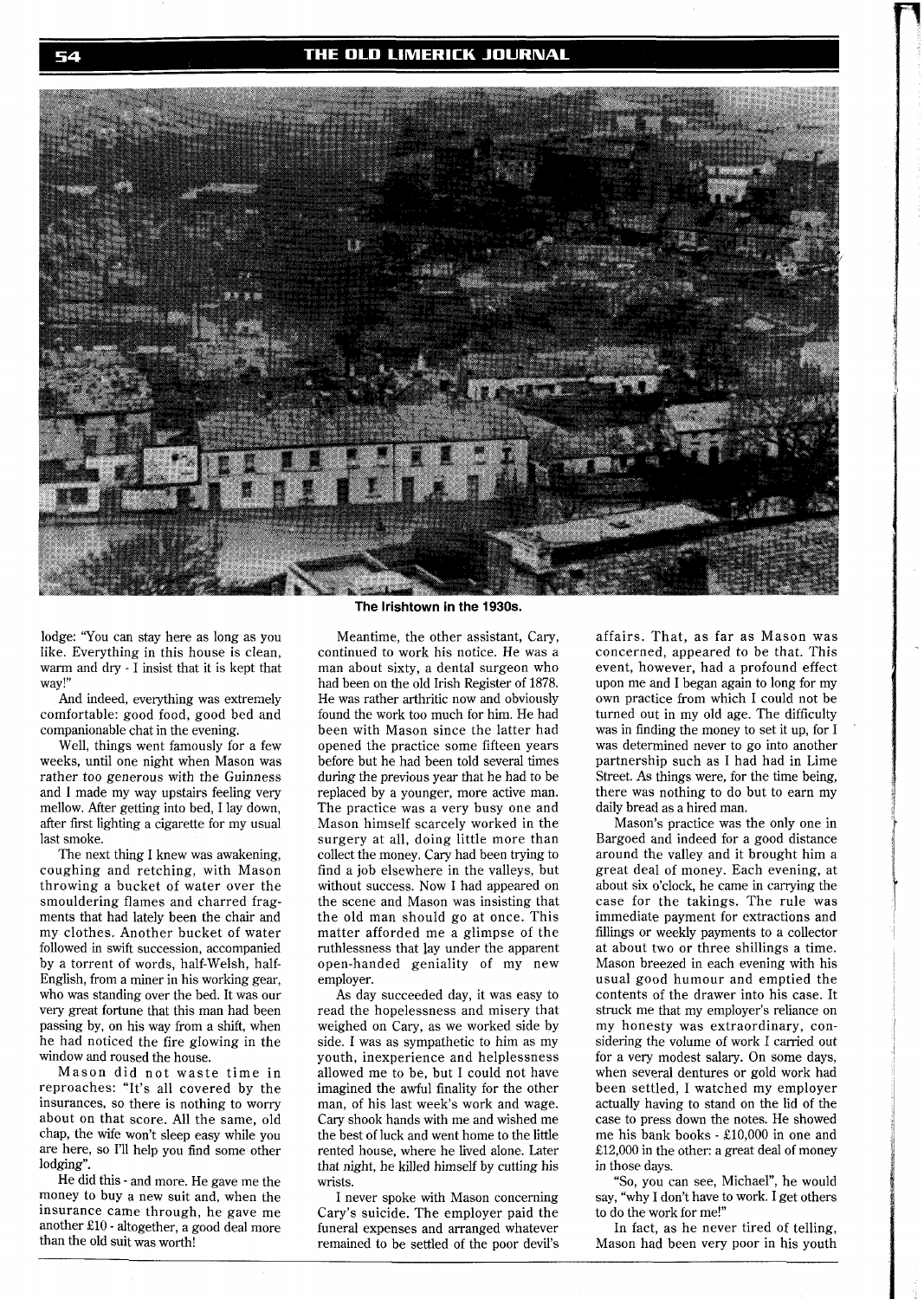The Irishtown in the 1930s.

lodge: "You can stay here as long as you like. Everything in this house is clean, warm and dry - I insist that it is kept that way!"

And indeed, everything was extremely comfortable: good food, good bed and companionable chat in the evening.

Well, things went famously for a few weeks, until one night when Mason was rather too generous with the Guinness and I made my way upstairs feeling very mellow. After getting into bed, I lay down, after first lighting a cigarette for my usual last smoke.

The next thing I knew was awakening, coughing and retching, with Mason throwing a bucket of water over the smouldering flames and charred fragments that had lately been the chair and my clothes. Another bucket of water followed in swift succession, accompanied by a torrent of words, half-Welsh, half-English, from a miner in his working gear, who was standing over the bed. It was our very great fortune that this man had been passing by, on his way from a shift, when he had noticed the fire glowing in the window and roused the house.

Mason did not waste time in reproaches: "It's all covered by the insurances, so there is nothing to worry about on that score. All the same, old chap, the wife won't sleep easy while you are here, so I'll help you find some other lodging".

He did this - and more. He gave me the money to buy a new suit and, when the insurance came through, he gave me another £10 - altogether, a good deal more than the old suit was worth!

Meantime, the other assistant, Cary, continued to work his notice. He was a man about sixty, a dental surgeon who had been on the old Irish Register of 1878. He was rather arthritic now and obviously found the work too much for him. He had been with Mason since the latter had opened the practice some fifteen years before but he had been told several times during the previous year that he had to be replaced by a younger, more active man. The practice was a very busy one and Mason himself scarcely worked in the surgery at all, doing little more than collect the money. Cary had been trying to find a job elsewhere in the valleys, but without success. Now I had appeared on the scene and Mason was insisting that the old man should go at once. This matter afforded me a glimpse of the ruthlessness that lay under the apparent open-handed geniality of my new employer.

As day succeeded day, it was easy to read the hopelessness and misery that weighed on Cary, as we worked side by side. I was as sympathetic to him as my youth, inexperience and helplessness allowed me to be, but I could not have imagined the awful finality for the other man, of his last week's work and wage. Cary shook hands with me and wished me the best of luck and went home to the little rented house, where he lived alone. Later that night, he killed himself by cutting his wrists.

I never spoke with Mason concerning Cary's suicide. The employer paid the funeral expenses and arranged whatever remained to be settled of the poor devil's affairs. That, as far as Mason was concerned, appeared to be that. This event, however, had a profound effect upon me and I began again to long for my own practice from which I could not be turned out in my old age. The difficulty was in finding the money to set it up, for I was determined never to go into another partnership such as I had had in Lime Street. As things were, for the time being, there was nothing to do but to earn my daily bread as a hired man.

Mason's practice was the only one in Bargoed and indeed for a good distance around the valley and it brought him a great deal of money. Each evening, at about six o'clock, he came in carrying the case for the takings. The rule was immediate payment for extractions and fillings or weekly payments to a collector at about two or three shillings a time. Mason breezed in each evening with his usual good humour and emptied the contents of the drawer into his case. It struck me that my employer's reliance on my honesty was extraordinary, considering the volume of work I carried out for a very modest salary. On some days, when several dentures or gold work had been settled, I watched my employer actually having to stand on the lid of the case to press down the notes. He showed me his bank books - £10,000 in one and £12,000 in the other: a great deal of money in those days.

"So, you can see, Michael", he would say, "why I don't have to work. I get others to do the work for me!"

In fact, as he never tired of telling, Mason had been very poor in his youth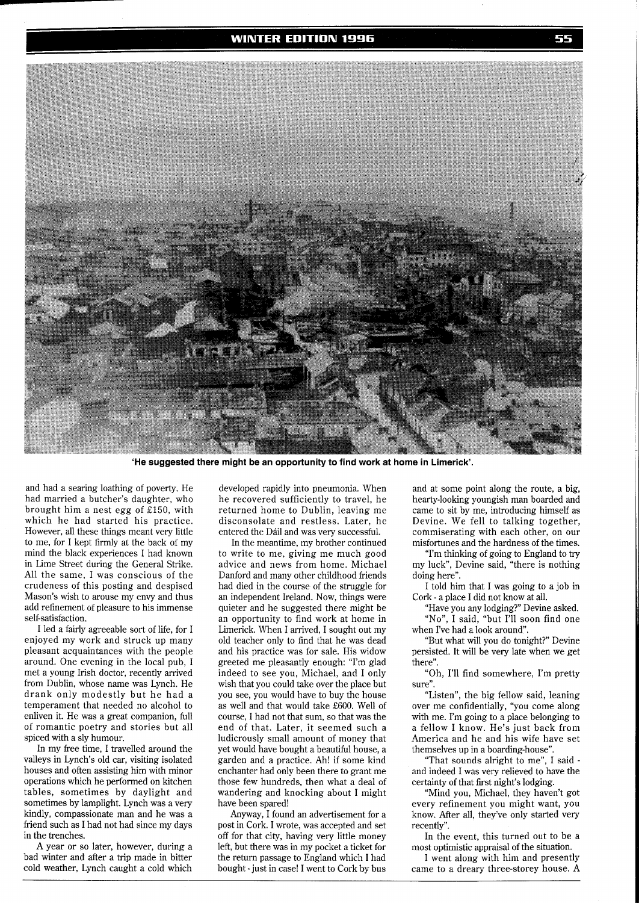'He suggested there might be an opportunity to find work at home in Limerick'.

and had a searing loathing of poverty. He had married a butcher's daughter, who brought him a nest egg of £150, with which he had started his practice. However, all these things meant very little to me, for I kept firmly at the back of my mind the black experiences I had known in Lime Street during the General Strike. All the same, I was conscious of the crudeness of this posting and despised Mason's wish to arouse my envy and thus add refinement of pleasure to his immense self-satisfaction.

I led a fairly agreeable sort of life, for I enjoyed my work and struck up many pleasant acquaintances with the people around. One evening in the local pub, I met a young Irish doctor, recently arrived from Dublin, whose name was Lynch. He drank only modestly but he had a temperament that needed no alcohol to enliven it. He was a great companion, full of romantic poetry and stories but all spiced with a sly humour.

In my free time, I travelled around the valleys in Lynch's old car, visiting isolated houses and often assisting him with minor operations which he performed on kitchen tables, sometimes by daylight and sometimes by lamplight. Lynch was a very kindly, compassionate man and he was a friend such as I had not had since my days in the trenches.

A year or so later, however, during a bad winter and after a trip made in bitter cold weather, Lynch caught a cold which developed rapidly into pneumonia. When he recovered sufficiently to travel, he returned home to Dublin, leaving me disconsolate and restless. Later, he entered the Dáil and was very successful.

In the meantime, my brother continued to write to me, giving me much good advice and news from home. Michael Danford and many other childhood friends had died in the course of the struggle for an independent Ireland. Now, things were quieter and he suggested there might be an opportunity to find work at home in Limerick. When I arrived, I sought out my old teacher only to find that he was dead and his practice was for sale. His widow greeted me pleasantly enough: "I'm glad indeed to see you, Michael, and I only wish that you could take over the place but you see, you would have to buy the house as well and that would take £600. Well of course, I had not that sum, so that was the end of that. Later, it seemed such a ludicrously small amount of money that yet would have bought a beautiful house, a garden and a practice. Ah! if some kind enchanter had only been there to grant me those few hundreds, then what a deal of wandering and knocking about I might have been spared!

Anyway, I found an advertisement for a post in Cork. I wrote, was accepted and set off for that city, having very little money left, but there was in my pocket a ticket for the return passage to England which I had bought - just in case! I went to Cork by bus and at some point along the route, a big, hearty-looking youngish man boarded and came to sit by me, introducing himself as Devine. We fell to talking together, commiserating with each other, on our misfortunes and the hardness of the times.

"I'm thinking of going to England to try my luck", Devine said, "there is nothing doing here".

I told him that I was going to a job in Cork - a place I did not know at all.

"Have you any lodging?" Devine asked.

"No", I said, "but I'll soon find one when I've had a look around".

"But what will you do tonight?" Devine persisted. It will be very late when we get there".

"Oh, I'll find somewhere, I'm pretty sure".

"Listen", the big fellow said, leaning over me confidentially, "you come along with me. I'm going to a place belonging to a fellow I know. He's just back from America and he and his wife have set themselves up in a boarding-house".

"That sounds alright to me", I said - and indeed I was very relieved to have the certainty of that first night's lodging.

"Mind you, Michael, they haven't got every refinement you might want, you know. After all, they've only started very recently".

In the event, this turned out to be a most optimistic appraisal of the situation.

I went along with him and presently came to a dreary three-storey house. A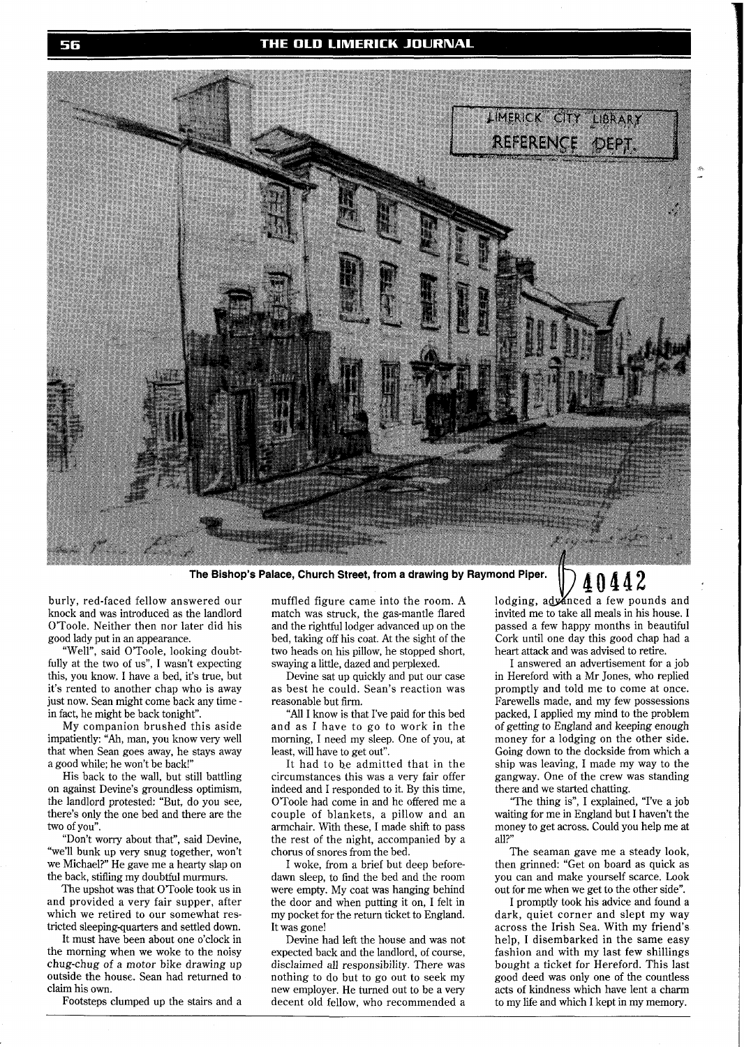The Bishop's Palace, Church Street, from a drawing by Raymond Piper.

burly, red-faced fellow answered our knock and was introduced as the landlord O'Toole. Neither then nor later did his good lady put in an appearance.

"Well", said O'Toole, looking doubtfully at the two of us", I wasn't expecting this, you know. I have a bed, it's true, but it's rented to another chap who is away just now. Sean might come back any time - in fact, he might be back tonight".

My companion brushed this aside impatiently: "Ah, man, you know very well that when Sean goes away, he stays away a good while; he won't be back!"

His back to the wall, but still battling on against Devine's groundless optimism, the landlord protested: "But, do you see, there's only the one bed and there are the two of you".

"Don't worry about that", said Devine, "we'll bunk up very snug together, won't we Michael?" He gave me a hearty slap on the back, stifling my doubtful murmurs.

The upshot was that O'Toole took us in and provided a very fair supper, after which we retired to our somewhat restricted sleeping-quarters and settled down.

It must have been about one o'clock in the morning when we woke to the noisy chug-chug of a motor bike drawing up outside the house. Sean had returned to claim his own.

Footsteps clumped up the stairs and a muffled figure came into the room. A match was struck, the gas-mantle flared and the rightful lodger advanced up on the bed, taking off his coat. At the sight of the two heads on his pillow, he stopped short, swaying a little, dazed and perplexed.

Devine sat up quickly and put our case as best he could. Sean's reaction was reasonable but firm.

"All I know is that I've paid for this bed and as I have to go to work in the morning, I need my sleep. One of you, at least, will have to get out".

It had to be admitted that in the circumstances this was a very fair offer indeed and I responded to it. By this time, O'Toole had come in and he offered me a couple of blankets, a pillow and an armchair. With these, I made shift to pass the rest of the night, accompanied by a chorus of snores from the bed.

I woke, from a brief but deep before-dawn sleep, to find the bed and the room were empty. My coat was hanging behind the door and when putting it on, I felt in my pocket for the return ticket to England. It was gone!

Devine had left the house and was not expected back and the landlord, of course, disclaimed all responsibility. There was nothing to do but to go out to seek my new employer. He turned out to be a very decent old fellow, who recommended a lodging, advanced a few pounds and invited me to take all meals in his house. I passed a few happy months in beautiful Cork until one day this good chap had a heart attack and was advised to retire.

I answered an advertisement for a job in Hereford with a Mr Jones, who replied promptly and told me to come at once. Farewells made, and my few possessions packed, I applied my mind to the problem of getting to England and keeping enough money for a lodging on the other side. Going down to the dockside from which a ship was leaving, I made my way to the gangway. One of the crew was standing there and we started chatting.

"The thing is", I explained, "I've a job waiting for me in England but I haven't the money to get across. Could you help me at all?"

The seaman gave me a steady look, then grinned: "Get on board as quick as you can and make yourself scarce. Look out for me when we get to the other side".

I promptly took his advice and found a dark, quiet corner and slept my way across the Irish Sea. With my friend's help, I disembarked in the same easy fashion and with my last few shillings bought a ticket for Hereford. This last good deed was only one of the countless acts of kindness which have lent a charm to my life and which I kept in my memory.